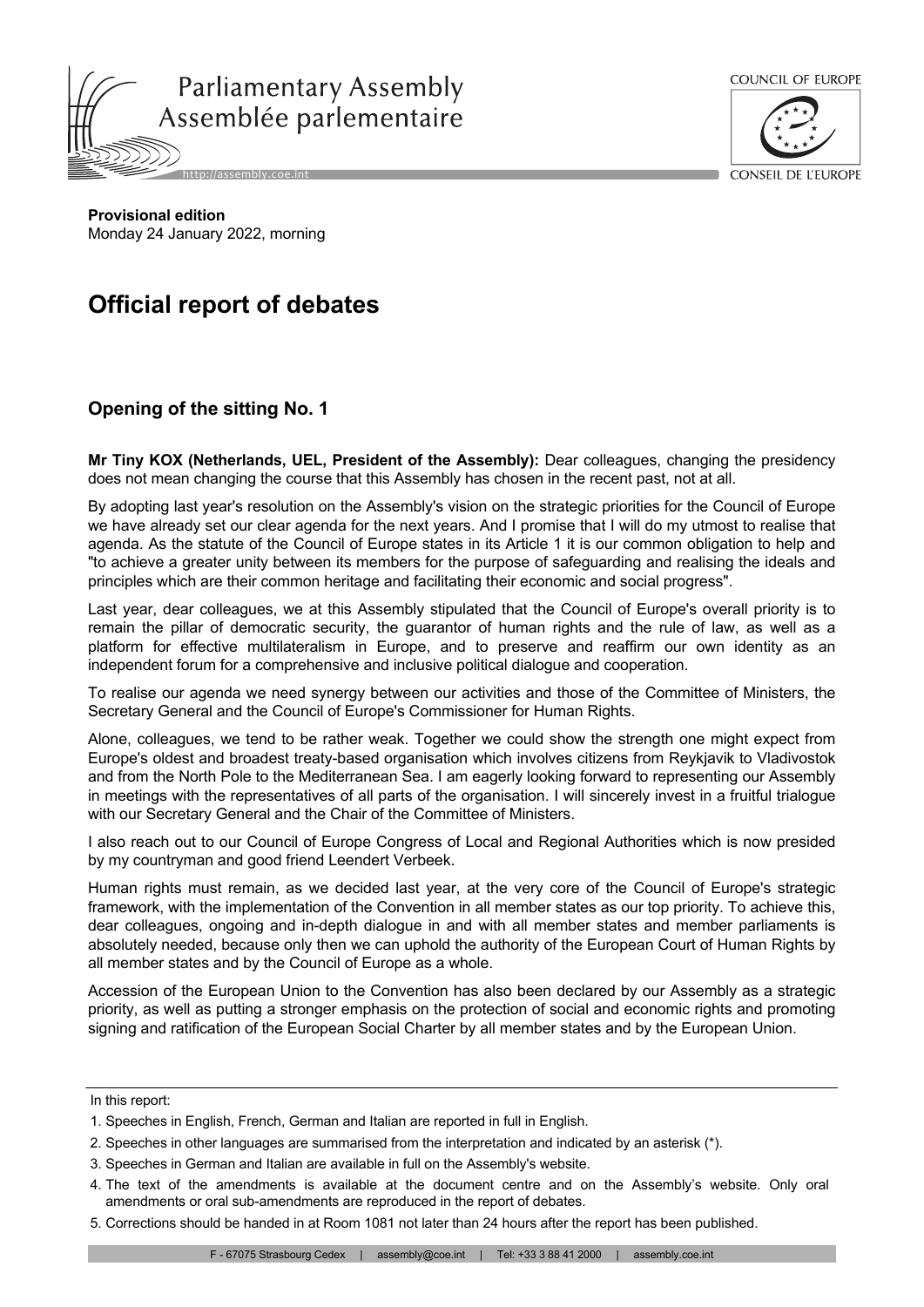Parliamentary Assembly
Assemblée parlementaire

http://assembly.coe.int

COUNCIL OF EUROPE
CONSEIL DE L'EUROPE

**Provisional edition**
Monday 24 January 2022, morning

# Official report of debates

## Opening of the sitting No. 1

**Mr Tiny KOX (Netherlands, UEL, President of the Assembly):** Dear colleagues, changing the presidency does not mean changing the course that this Assembly has chosen in the recent past, not at all.

By adopting last year's resolution on the Assembly's vision on the strategic priorities for the Council of Europe we have already set our clear agenda for the next years. And I promise that I will do my utmost to realise that agenda. As the statute of the Council of Europe states in its Article 1 it is our common obligation to help and "to achieve a greater unity between its members for the purpose of safeguarding and realising the ideals and principles which are their common heritage and facilitating their economic and social progress".

Last year, dear colleagues, we at this Assembly stipulated that the Council of Europe's overall priority is to remain the pillar of democratic security, the guarantor of human rights and the rule of law, as well as a platform for effective multilateralism in Europe, and to preserve and reaffirm our own identity as an independent forum for a comprehensive and inclusive political dialogue and cooperation.

To realise our agenda we need synergy between our activities and those of the Committee of Ministers, the Secretary General and the Council of Europe's Commissioner for Human Rights.

Alone, colleagues, we tend to be rather weak. Together we could show the strength one might expect from Europe's oldest and broadest treaty-based organisation which involves citizens from Reykjavik to Vladivostok and from the North Pole to the Mediterranean Sea. I am eagerly looking forward to representing our Assembly in meetings with the representatives of all parts of the organisation. I will sincerely invest in a fruitful trialogue with our Secretary General and the Chair of the Committee of Ministers.

I also reach out to our Council of Europe Congress of Local and Regional Authorities which is now presided by my countryman and good friend Leendert Verbeek.

Human rights must remain, as we decided last year, at the very core of the Council of Europe's strategic framework, with the implementation of the Convention in all member states as our top priority. To achieve this, dear colleagues, ongoing and in-depth dialogue in and with all member states and member parliaments is absolutely needed, because only then we can uphold the authority of the European Court of Human Rights by all member states and by the Council of Europe as a whole.

Accession of the European Union to the Convention has also been declared by our Assembly as a strategic priority, as well as putting a stronger emphasis on the protection of social and economic rights and promoting signing and ratification of the European Social Charter by all member states and by the European Union.

---

In this report:

1. Speeches in English, French, German and Italian are reported in full in English.
2. Speeches in other languages are summarised from the interpretation and indicated by an asterisk (*).
3. Speeches in German and Italian are available in full on the Assembly's website.
4. The text of the amendments is available at the document centre and on the Assembly's website. Only oral amendments or oral sub-amendments are reproduced in the report of debates.
5. Corrections should be handed in at Room 1081 not later than 24 hours after the report has been published.

F - 67075 Strasbourg Cedex | assembly@coe.int | Tel: +33 3 88 41 2000 | assembly.coe.int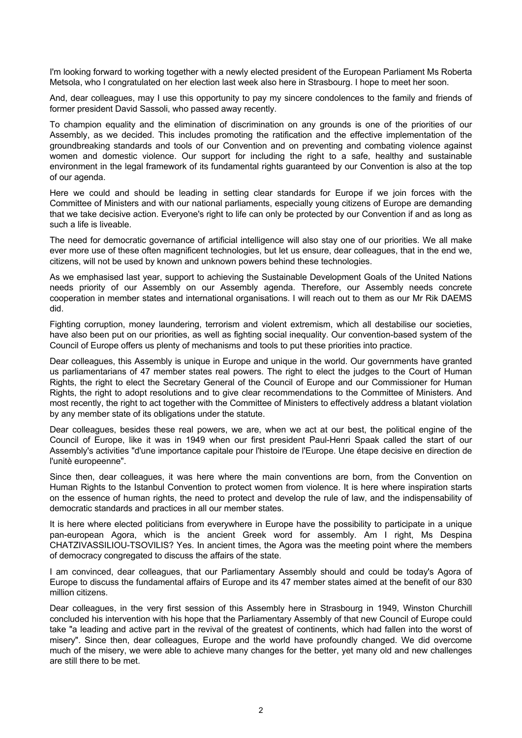I'm looking forward to working together with a newly elected president of the European Parliament Ms Roberta Metsola, who I congratulated on her election last week also here in Strasbourg. I hope to meet her soon.

And, dear colleagues, may I use this opportunity to pay my sincere condolences to the family and friends of former president David Sassoli, who passed away recently.

To champion equality and the elimination of discrimination on any grounds is one of the priorities of our Assembly, as we decided. This includes promoting the ratification and the effective implementation of the groundbreaking standards and tools of our Convention and on preventing and combating violence against women and domestic violence. Our support for including the right to a safe, healthy and sustainable environment in the legal framework of its fundamental rights guaranteed by our Convention is also at the top of our agenda.

Here we could and should be leading in setting clear standards for Europe if we join forces with the Committee of Ministers and with our national parliaments, especially young citizens of Europe are demanding that we take decisive action. Everyone's right to life can only be protected by our Convention if and as long as such a life is liveable.

The need for democratic governance of artificial intelligence will also stay one of our priorities. We all make ever more use of these often magnificent technologies, but let us ensure, dear colleagues, that in the end we, citizens, will not be used by known and unknown powers behind these technologies.

As we emphasised last year, support to achieving the Sustainable Development Goals of the United Nations needs priority of our Assembly on our Assembly agenda. Therefore, our Assembly needs concrete cooperation in member states and international organisations. I will reach out to them as our Mr Rik DAEMS did.

Fighting corruption, money laundering, terrorism and violent extremism, which all destabilise our societies, have also been put on our priorities, as well as fighting social inequality. Our convention-based system of the Council of Europe offers us plenty of mechanisms and tools to put these priorities into practice.

Dear colleagues, this Assembly is unique in Europe and unique in the world. Our governments have granted us parliamentarians of 47 member states real powers. The right to elect the judges to the Court of Human Rights, the right to elect the Secretary General of the Council of Europe and our Commissioner for Human Rights, the right to adopt resolutions and to give clear recommendations to the Committee of Ministers. And most recently, the right to act together with the Committee of Ministers to effectively address a blatant violation by any member state of its obligations under the statute.

Dear colleagues, besides these real powers, we are, when we act at our best, the political engine of the Council of Europe, like it was in 1949 when our first president Paul-Henri Spaak called the start of our Assembly's activities "d'une importance capitale pour l'histoire de l'Europe. Une étape decisive en direction de l'unitè europeenne".

Since then, dear colleagues, it was here where the main conventions are born, from the Convention on Human Rights to the Istanbul Convention to protect women from violence. It is here where inspiration starts on the essence of human rights, the need to protect and develop the rule of law, and the indispensability of democratic standards and practices in all our member states.

It is here where elected politicians from everywhere in Europe have the possibility to participate in a unique pan-european Agora, which is the ancient Greek word for assembly. Am I right, Ms Despina CHATZIVASSILIOU-TSOVILIS? Yes. In ancient times, the Agora was the meeting point where the members of democracy congregated to discuss the affairs of the state.

I am convinced, dear colleagues, that our Parliamentary Assembly should and could be today's Agora of Europe to discuss the fundamental affairs of Europe and its 47 member states aimed at the benefit of our 830 million citizens.

Dear colleagues, in the very first session of this Assembly here in Strasbourg in 1949, Winston Churchill concluded his intervention with his hope that the Parliamentary Assembly of that new Council of Europe could take "a leading and active part in the revival of the greatest of continents, which had fallen into the worst of misery". Since then, dear colleagues, Europe and the world have profoundly changed. We did overcome much of the misery, we were able to achieve many changes for the better, yet many old and new challenges are still there to be met.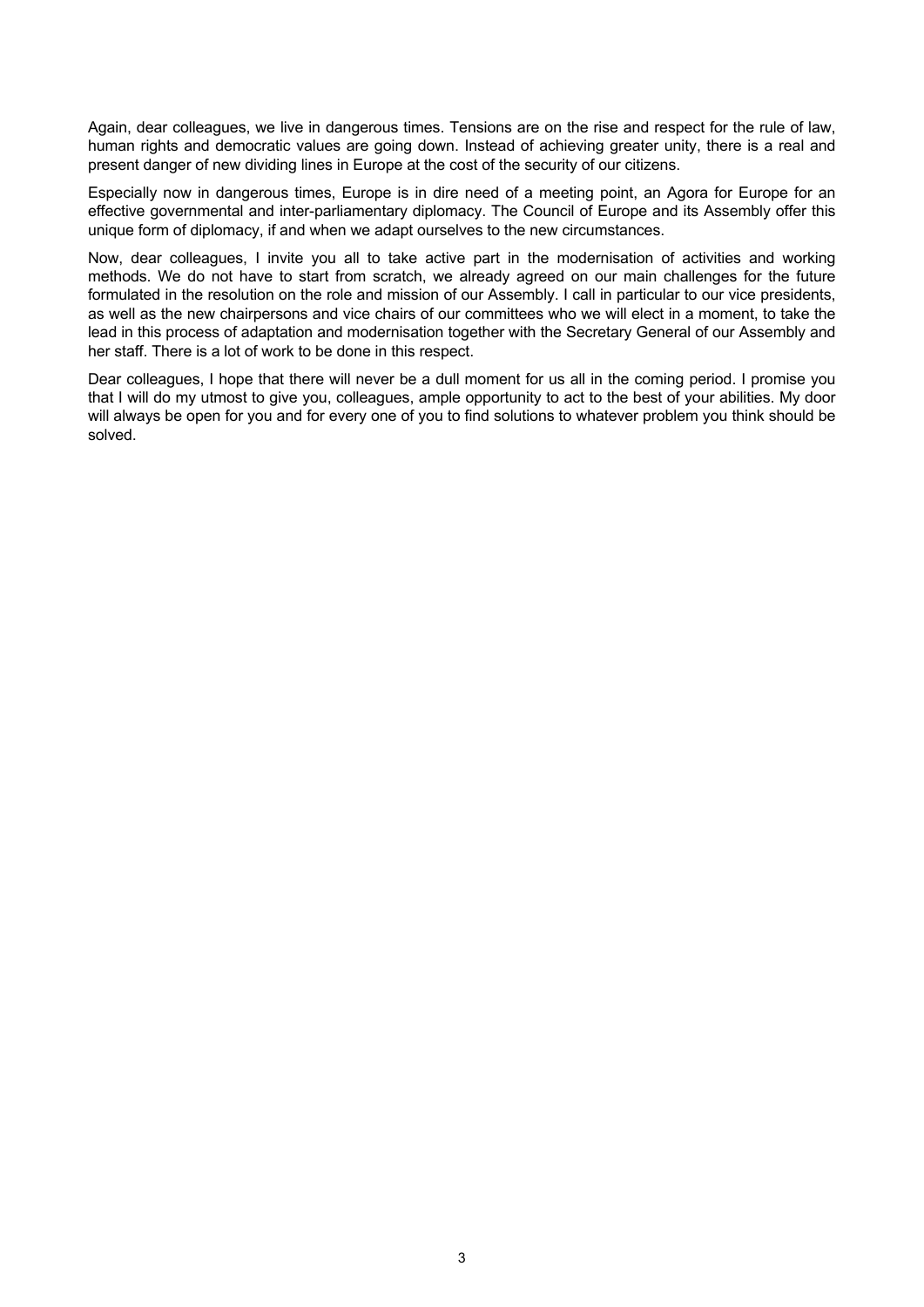Again, dear colleagues, we live in dangerous times. Tensions are on the rise and respect for the rule of law, human rights and democratic values are going down. Instead of achieving greater unity, there is a real and present danger of new dividing lines in Europe at the cost of the security of our citizens.

Especially now in dangerous times, Europe is in dire need of a meeting point, an Agora for Europe for an effective governmental and inter-parliamentary diplomacy. The Council of Europe and its Assembly offer this unique form of diplomacy, if and when we adapt ourselves to the new circumstances.

Now, dear colleagues, I invite you all to take active part in the modernisation of activities and working methods. We do not have to start from scratch, we already agreed on our main challenges for the future formulated in the resolution on the role and mission of our Assembly. I call in particular to our vice presidents, as well as the new chairpersons and vice chairs of our committees who we will elect in a moment, to take the lead in this process of adaptation and modernisation together with the Secretary General of our Assembly and her staff. There is a lot of work to be done in this respect.

Dear colleagues, I hope that there will never be a dull moment for us all in the coming period. I promise you that I will do my utmost to give you, colleagues, ample opportunity to act to the best of your abilities. My door will always be open for you and for every one of you to find solutions to whatever problem you think should be solved.